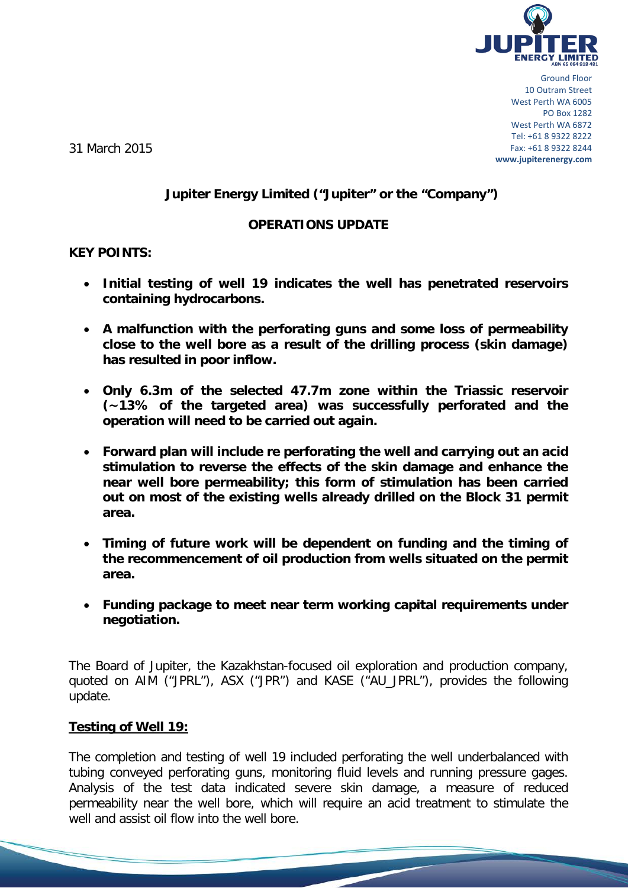Ground Floor
10 Outram Street
West Perth WA 6005
PO Box 1282
West Perth WA 6872
Tel: +61 8 9322 8222
Fax: +61 8 9322 8244
www.jupiterenergy.com

31 March 2015

**Jupiter Energy Limited ("Jupiter" or the "Company")**

**OPERATIONS UPDATE**

**KEY POINTS:**

- **Initial testing of well 19 indicates the well has penetrated reservoirs containing hydrocarbons.**
- **A malfunction with the perforating guns and some loss of permeability close to the well bore as a result of the drilling process (skin damage) has resulted in poor inflow.**
- **Only 6.3m of the selected 47.7m zone within the Triassic reservoir (~13% of the targeted area) was successfully perforated and the operation will need to be carried out again.**
- **Forward plan will include re perforating the well and carrying out an acid stimulation to reverse the effects of the skin damage and enhance the near well bore permeability; this form of stimulation has been carried out on most of the existing wells already drilled on the Block 31 permit area.**
- **Timing of future work will be dependent on funding and the timing of the recommencement of oil production from wells situated on the permit area.**
- **Funding package to meet near term working capital requirements under negotiation.**

The Board of Jupiter, the Kazakhstan-focused oil exploration and production company, quoted on AIM ("JPRL"), ASX ("JPR") and KASE ("AU_JPRL"), provides the following update.

**Testing of Well 19:**

The completion and testing of well 19 included perforating the well underbalanced with tubing conveyed perforating guns, monitoring fluid levels and running pressure gages. Analysis of the test data indicated severe skin damage, a measure of reduced permeability near the well bore, which will require an acid treatment to stimulate the well and assist oil flow into the well bore.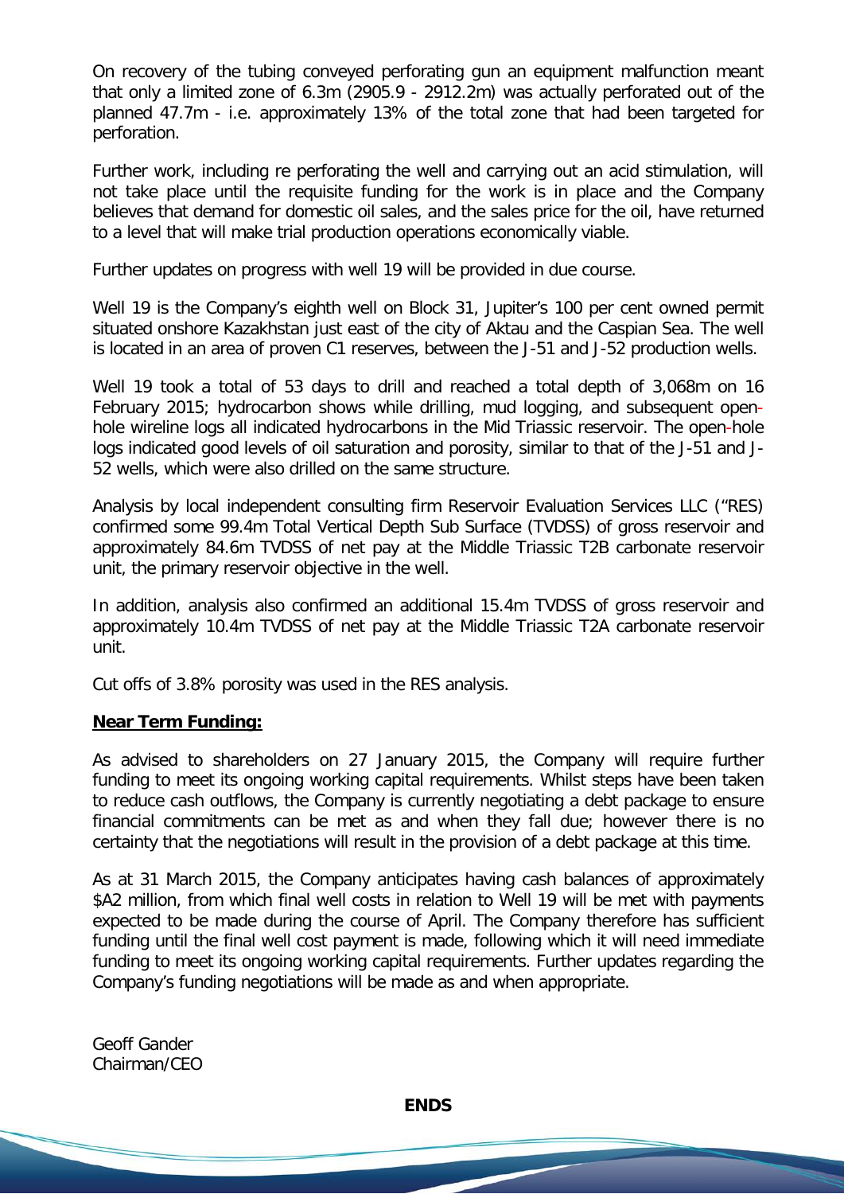On recovery of the tubing conveyed perforating gun an equipment malfunction meant that only a limited zone of 6.3m (2905.9 - 2912.2m) was actually perforated out of the planned 47.7m - i.e. approximately 13% of the total zone that had been targeted for perforation.

Further work, including re perforating the well and carrying out an acid stimulation, will not take place until the requisite funding for the work is in place and the Company believes that demand for domestic oil sales, and the sales price for the oil, have returned to a level that will make trial production operations economically viable.

Further updates on progress with well 19 will be provided in due course.

Well 19 is the Company's eighth well on Block 31, Jupiter's 100 per cent owned permit situated onshore Kazakhstan just east of the city of Aktau and the Caspian Sea. The well is located in an area of proven C1 reserves, between the J-51 and J-52 production wells.

Well 19 took a total of 53 days to drill and reached a total depth of 3,068m on 16 February 2015; hydrocarbon shows while drilling, mud logging, and subsequent open-hole wireline logs all indicated hydrocarbons in the Mid Triassic reservoir. The open-hole logs indicated good levels of oil saturation and porosity, similar to that of the J-51 and J-52 wells, which were also drilled on the same structure.

Analysis by local independent consulting firm Reservoir Evaluation Services LLC ("RES) confirmed some 99.4m Total Vertical Depth Sub Surface (TVDSS) of gross reservoir and approximately 84.6m TVDSS of net pay at the Middle Triassic T2B carbonate reservoir unit, the primary reservoir objective in the well.

In addition, analysis also confirmed an additional 15.4m TVDSS of gross reservoir and approximately 10.4m TVDSS of net pay at the Middle Triassic T2A carbonate reservoir unit.

Cut offs of 3.8% porosity was used in the RES analysis.

**Near Term Funding:**

As advised to shareholders on 27 January 2015, the Company will require further funding to meet its ongoing working capital requirements. Whilst steps have been taken to reduce cash outflows, the Company is currently negotiating a debt package to ensure financial commitments can be met as and when they fall due; however there is no certainty that the negotiations will result in the provision of a debt package at this time.

As at 31 March 2015, the Company anticipates having cash balances of approximately $A2 million, from which final well costs in relation to Well 19 will be met with payments expected to be made during the course of April. The Company therefore has sufficient funding until the final well cost payment is made, following which it will need immediate funding to meet its ongoing working capital requirements. Further updates regarding the Company's funding negotiations will be made as and when appropriate.

Geoff Gander
Chairman/CEO

**ENDS**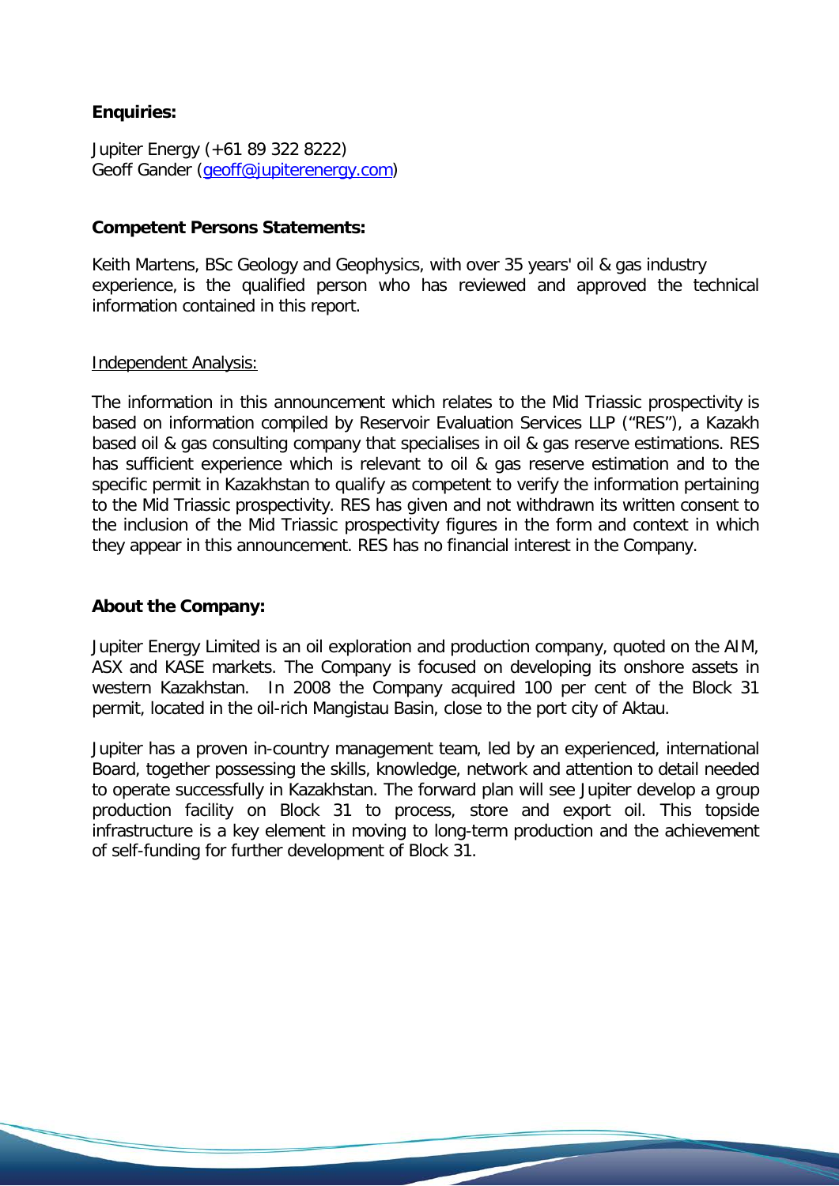**Enquiries:**

Jupiter Energy (+61 89 322 8222)
Geoff Gander (geoff@jupiterenergy.com)

**Competent Persons Statements:**

Keith Martens, BSc Geology and Geophysics, with over 35 years' oil & gas industry experience, is the qualified person who has reviewed and approved the technical information contained in this report.

Independent Analysis:

The information in this announcement which relates to the Mid Triassic prospectivity is based on information compiled by Reservoir Evaluation Services LLP ("RES"), a Kazakh based oil & gas consulting company that specialises in oil & gas reserve estimations. RES has sufficient experience which is relevant to oil & gas reserve estimation and to the specific permit in Kazakhstan to qualify as competent to verify the information pertaining to the Mid Triassic prospectivity. RES has given and not withdrawn its written consent to the inclusion of the Mid Triassic prospectivity figures in the form and context in which they appear in this announcement. RES has no financial interest in the Company.

**About the Company:**

Jupiter Energy Limited is an oil exploration and production company, quoted on the AIM, ASX and KASE markets. The Company is focused on developing its onshore assets in western Kazakhstan. In 2008 the Company acquired 100 per cent of the Block 31 permit, located in the oil-rich Mangistau Basin, close to the port city of Aktau.

Jupiter has a proven in-country management team, led by an experienced, international Board, together possessing the skills, knowledge, network and attention to detail needed to operate successfully in Kazakhstan. The forward plan will see Jupiter develop a group production facility on Block 31 to process, store and export oil. This topside infrastructure is a key element in moving to long-term production and the achievement of self-funding for further development of Block 31.